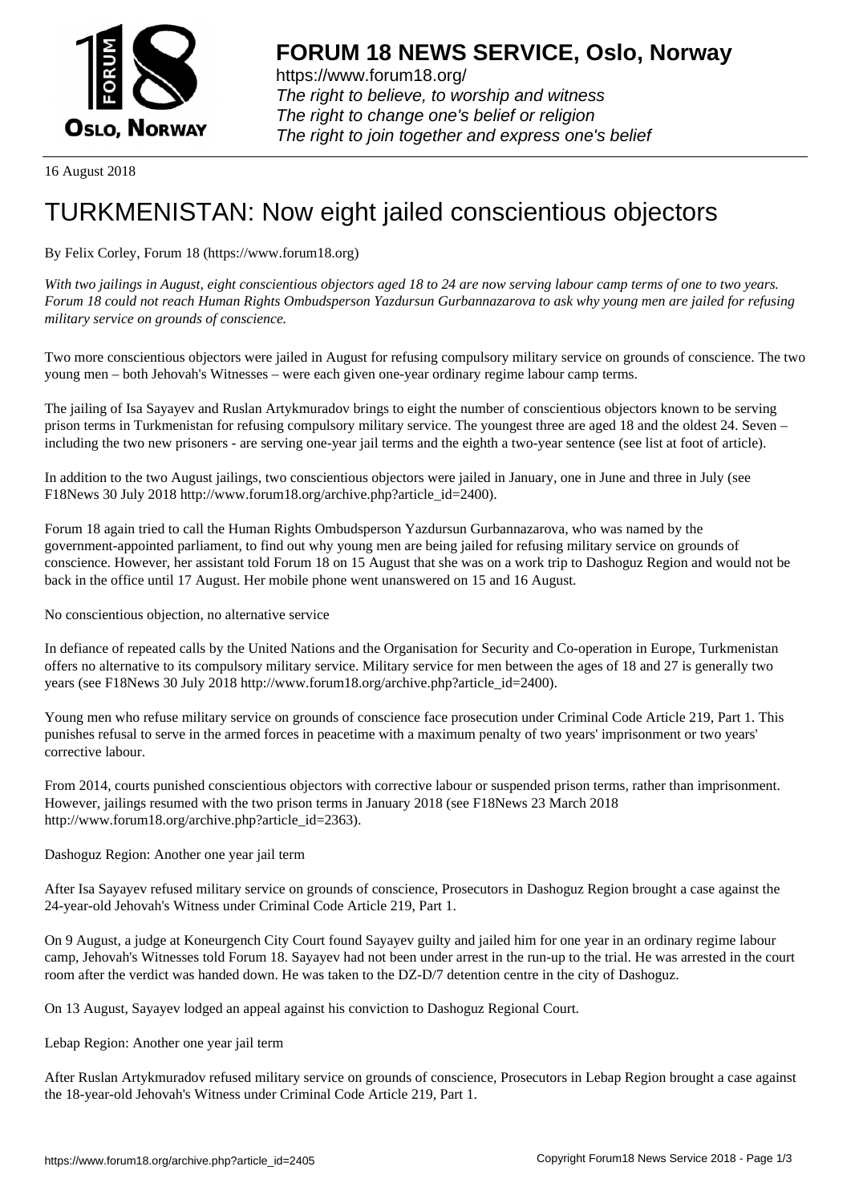16 August 2018

# TURKMENISTAN: Now eight jailed conscientious objectors

By Felix Corley, Forum 18 (https://www.forum18.org)

*With two jailings in August, eight conscientious objectors aged 18 to 24 are now serving labour camp terms of one to two years. Forum 18 could not reach Human Rights Ombudsperson Yazdursun Gurbannazarova to ask why young men are jailed for refusing military service on grounds of conscience.*

Two more conscientious objectors were jailed in August for refusing compulsory military service on grounds of conscience. The two young men – both Jehovah's Witnesses – were each given one-year ordinary regime labour camp terms.

The jailing of Isa Sayayev and Ruslan Artykmuradov brings to eight the number of conscientious objectors known to be serving prison terms in Turkmenistan for refusing compulsory military service. The youngest three are aged 18 and the oldest 24. Seven – including the two new prisoners - are serving one-year jail terms and the eighth a two-year sentence (see list at foot of article).

In addition to the two August jailings, two conscientious objectors were jailed in January, one in June and three in July (see F18News 30 July 2018 http://www.forum18.org/archive.php?article_id=2400).

Forum 18 again tried to call the Human Rights Ombudsperson Yazdursun Gurbannazarova, who was named by the government-appointed parliament, to find out why young men are being jailed for refusing military service on grounds of conscience. However, her assistant told Forum 18 on 15 August that she was on a work trip to Dashoguz Region and would not be back in the office until 17 August. Her mobile phone went unanswered on 15 and 16 August.

## No conscientious objection, no alternative service

In defiance of repeated calls by the United Nations and the Organisation for Security and Co-operation in Europe, Turkmenistan offers no alternative to its compulsory military service. Military service for men between the ages of 18 and 27 is generally two years (see F18News 30 July 2018 http://www.forum18.org/archive.php?article_id=2400).

Young men who refuse military service on grounds of conscience face prosecution under Criminal Code Article 219, Part 1. This punishes refusal to serve in the armed forces in peacetime with a maximum penalty of two years' imprisonment or two years' corrective labour.

From 2014, courts punished conscientious objectors with corrective labour or suspended prison terms, rather than imprisonment. However, jailings resumed with the two prison terms in January 2018 (see F18News 23 March 2018 http://www.forum18.org/archive.php?article_id=2363).

## Dashoguz Region: Another one year jail term

After Isa Sayayev refused military service on grounds of conscience, Prosecutors in Dashoguz Region brought a case against the 24-year-old Jehovah's Witness under Criminal Code Article 219, Part 1.

On 9 August, a judge at Koneurgench City Court found Sayayev guilty and jailed him for one year in an ordinary regime labour camp, Jehovah's Witnesses told Forum 18. Sayayev had not been under arrest in the run-up to the trial. He was arrested in the court room after the verdict was handed down. He was taken to the DZ-D/7 detention centre in the city of Dashoguz.

On 13 August, Sayayev lodged an appeal against his conviction to Dashoguz Regional Court.

## Lebap Region: Another one year jail term

After Ruslan Artykmuradov refused military service on grounds of conscience, Prosecutors in Lebap Region brought a case against the 18-year-old Jehovah's Witness under Criminal Code Article 219, Part 1.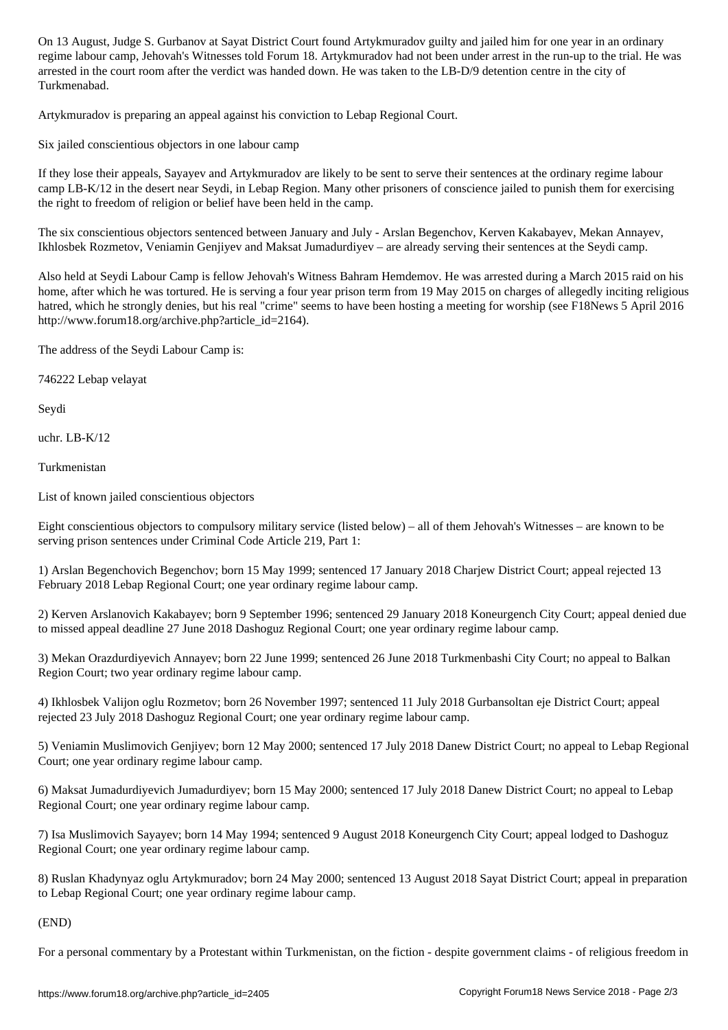On 13 August, Judge S. Gurbanov at Sayat District Court found Artykmuradov guilty and jailed him for one year in an ordinary regime labour camp, Jehovah's Witnesses told Forum 18. Artykmuradov had not been under arrest in the run-up to the trial. He was arrested in the court room after the verdict was handed down. He was taken to the LB-D/9 detention centre in the city of Turkmenabad.

Artykmuradov is preparing an appeal against his conviction to Lebap Regional Court.

## Six jailed conscientious objectors in one labour camp

If they lose their appeals, Sayayev and Artykmuradov are likely to be sent to serve their sentences at the ordinary regime labour camp LB-K/12 in the desert near Seydi, in Lebap Region. Many other prisoners of conscience jailed to punish them for exercising the right to freedom of religion or belief have been held in the camp.

The six conscientious objectors sentenced between January and July - Arslan Begenchov, Kerven Kakabayev, Mekan Annayev, Ikhlosbek Rozmetov, Veniamin Genjiyev and Maksat Jumadurdiyev – are already serving their sentences at the Seydi camp.

Also held at Seydi Labour Camp is fellow Jehovah's Witness Bahram Hemdemov. He was arrested during a March 2015 raid on his home, after which he was tortured. He is serving a four year prison term from 19 May 2015 on charges of allegedly inciting religious hatred, which he strongly denies, but his real "crime" seems to have been hosting a meeting for worship (see F18News 5 April 2016 http://www.forum18.org/archive.php?article_id=2164).

The address of the Seydi Labour Camp is:

746222 Lebap velayat

Seydi

uchr. LB-K/12

Turkmenistan

## List of known jailed conscientious objectors

Eight conscientious objectors to compulsory military service (listed below) – all of them Jehovah's Witnesses – are known to be serving prison sentences under Criminal Code Article 219, Part 1:

1) Arslan Begenchovich Begenchov; born 15 May 1999; sentenced 17 January 2018 Charjew District Court; appeal rejected 13 February 2018 Lebap Regional Court; one year ordinary regime labour camp.

2) Kerven Arslanovich Kakabayev; born 9 September 1996; sentenced 29 January 2018 Koneurgench City Court; appeal denied due to missed appeal deadline 27 June 2018 Dashoguz Regional Court; one year ordinary regime labour camp.

3) Mekan Orazdurdiyevich Annayev; born 22 June 1999; sentenced 26 June 2018 Turkmenbashi City Court; no appeal to Balkan Region Court; two year ordinary regime labour camp.

4) Ikhlosbek Valijon oglu Rozmetov; born 26 November 1997; sentenced 11 July 2018 Gurbansoltan eje District Court; appeal rejected 23 July 2018 Dashoguz Regional Court; one year ordinary regime labour camp.

5) Veniamin Muslimovich Genjiyev; born 12 May 2000; sentenced 17 July 2018 Danew District Court; no appeal to Lebap Regional Court; one year ordinary regime labour camp.

6) Maksat Jumadurdiyevich Jumadurdiyev; born 15 May 2000; sentenced 17 July 2018 Danew District Court; no appeal to Lebap Regional Court; one year ordinary regime labour camp.

7) Isa Muslimovich Sayayev; born 14 May 1994; sentenced 9 August 2018 Koneurgench City Court; appeal lodged to Dashoguz Regional Court; one year ordinary regime labour camp.

8) Ruslan Khadynyaz oglu Artykmuradov; born 24 May 2000; sentenced 13 August 2018 Sayat District Court; appeal in preparation to Lebap Regional Court; one year ordinary regime labour camp.

(END)

For a personal commentary by a Protestant within Turkmenistan, on the fiction - despite government claims - of religious freedom in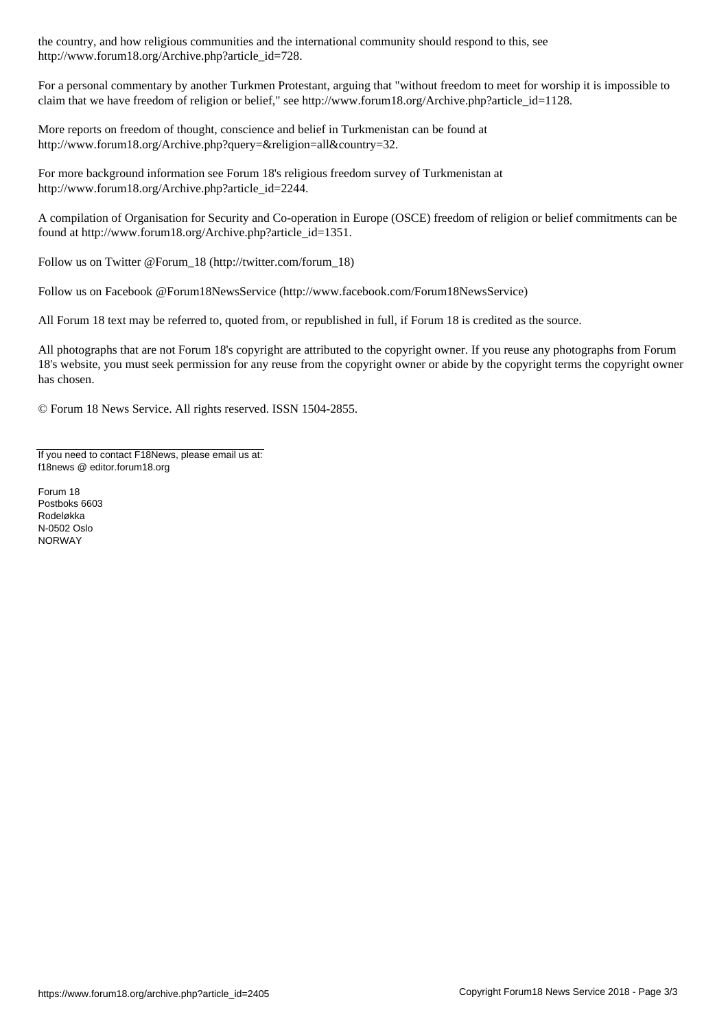the country, and how religious communities and the international community should respond to this, see http://www.forum18.org/Archive.php?article_id=728.

For a personal commentary by another Turkmen Protestant, arguing that "without freedom to meet for worship it is impossible to claim that we have freedom of religion or belief," see http://www.forum18.org/Archive.php?article_id=1128.

More reports on freedom of thought, conscience and belief in Turkmenistan can be found at http://www.forum18.org/Archive.php?query=&religion=all&country=32.

For more background information see Forum 18's religious freedom survey of Turkmenistan at http://www.forum18.org/Archive.php?article_id=2244.

A compilation of Organisation for Security and Co-operation in Europe (OSCE) freedom of religion or belief commitments can be found at http://www.forum18.org/Archive.php?article_id=1351.

Follow us on Twitter @Forum_18 (http://twitter.com/forum_18)

Follow us on Facebook @Forum18NewsService (http://www.facebook.com/Forum18NewsService)

All Forum 18 text may be referred to, quoted from, or republished in full, if Forum 18 is credited as the source.

All photographs that are not Forum 18's copyright are attributed to the copyright owner. If you reuse any photographs from Forum 18's website, you must seek permission for any reuse from the copyright owner or abide by the copyright terms the copyright owner has chosen.

© Forum 18 News Service. All rights reserved. ISSN 1504-2855.

If you need to contact F18News, please email us at:
f18news @ editor.forum18.org

Forum 18
Postboks 6603
Rodeløkka
N-0502 Oslo
NORWAY